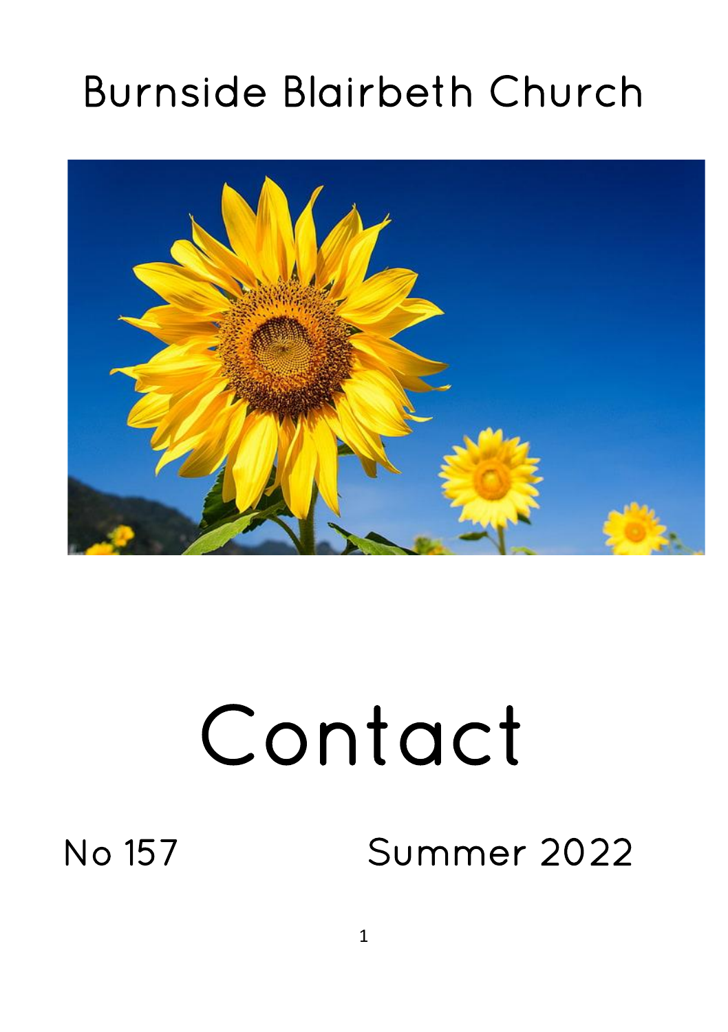# Burnside Blairbeth Church

# Contact

No 157 Summer 2022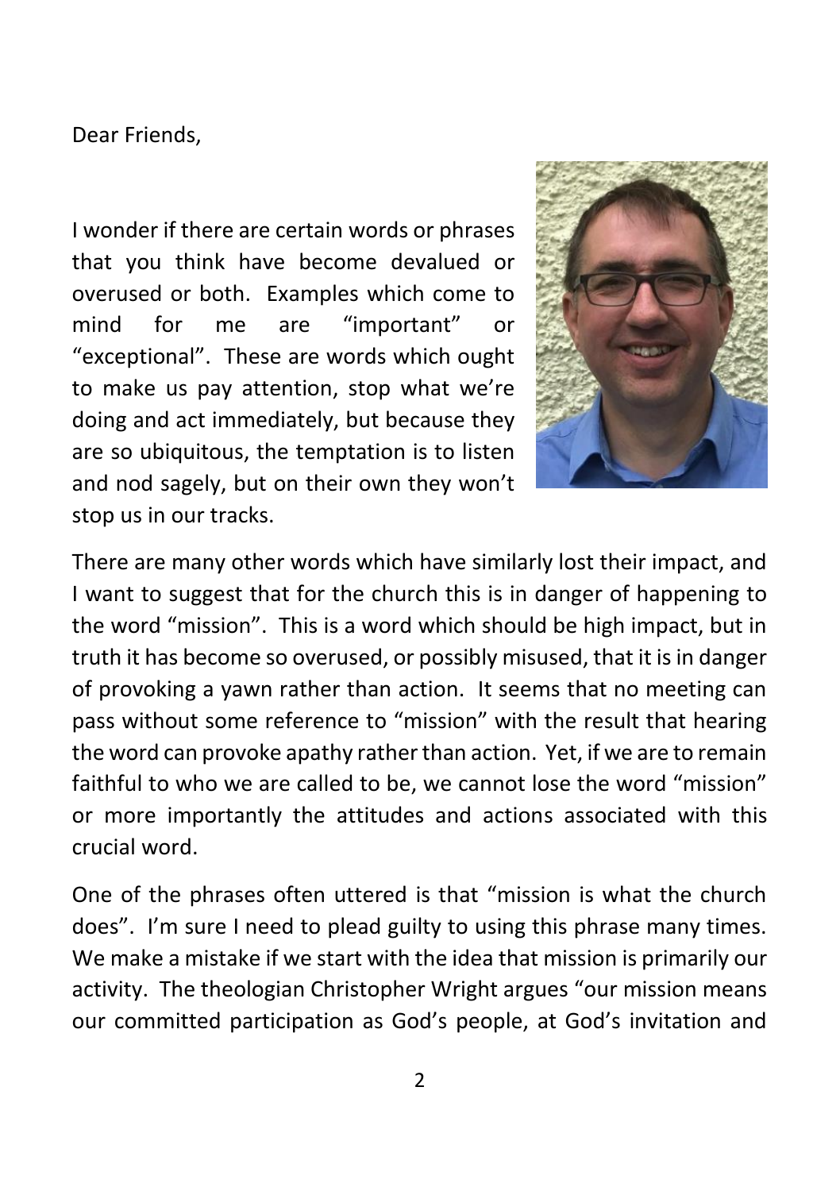Dear Friends,

I wonder if there are certain words or phrases that you think have become devalued or overused or both. Examples which come to mind for me are “important” or “exceptional”. These are words which ought to make us pay attention, stop what we’re doing and act immediately, but because they are so ubiquitous, the temptation is to listen and nod sagely, but on their own they won’t stop us in our tracks.

There are many other words which have similarly lost their impact, and I want to suggest that for the church this is in danger of happening to the word “mission”. This is a word which should be high impact, but in truth it has become so overused, or possibly misused, that it is in danger of provoking a yawn rather than action. It seems that no meeting can pass without some reference to “mission” with the result that hearing the word can provoke apathy rather than action. Yet, if we are to remain faithful to who we are called to be, we cannot lose the word “mission” or more importantly the attitudes and actions associated with this crucial word.

One of the phrases often uttered is that “mission is what the church does”. I’m sure I need to plead guilty to using this phrase many times. We make a mistake if we start with the idea that mission is primarily our activity. The theologian Christopher Wright argues “our mission means our committed participation as God’s people, at God’s invitation and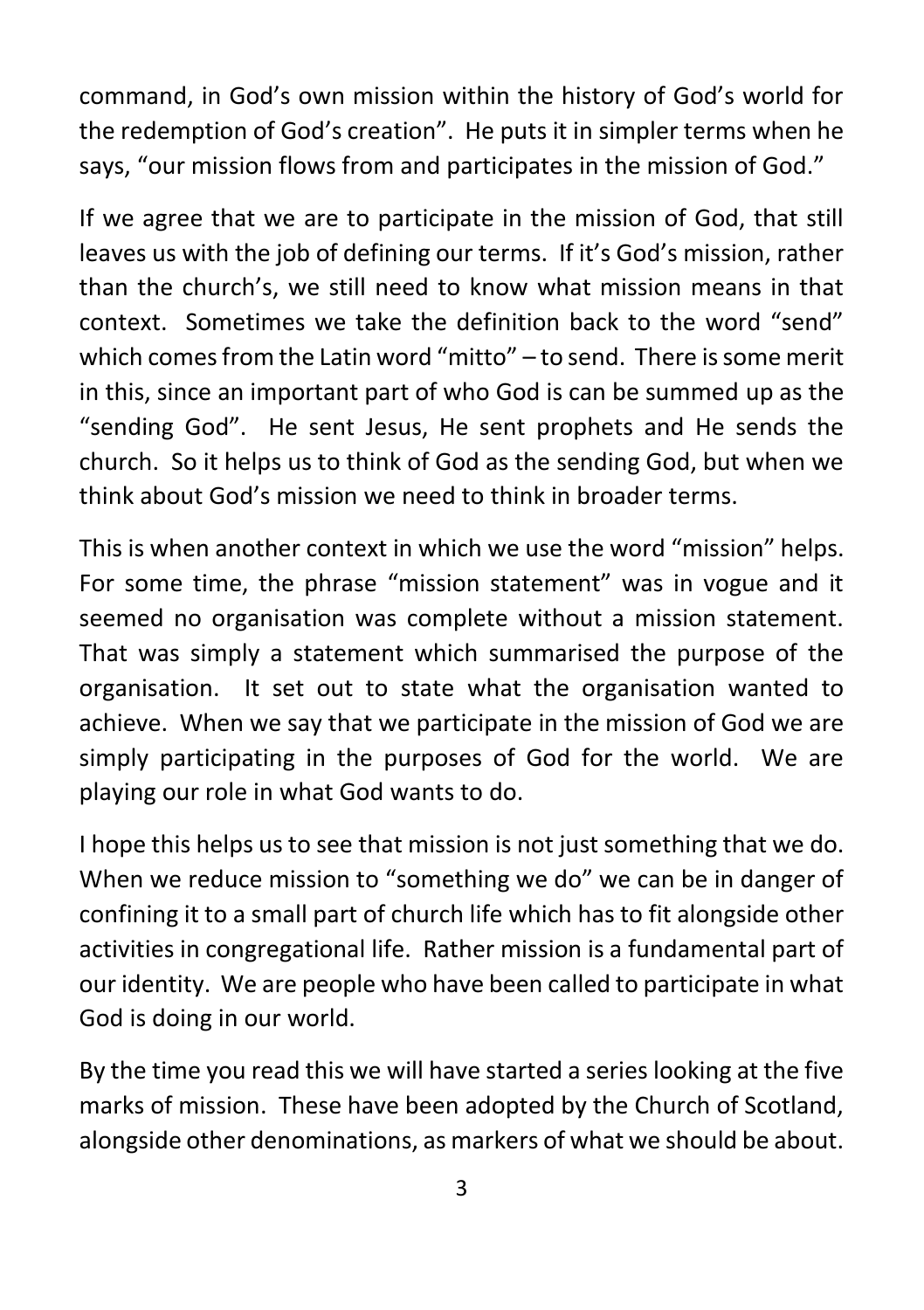command, in God's own mission within the history of God's world for the redemption of God's creation". He puts it in simpler terms when he says, "our mission flows from and participates in the mission of God."

If we agree that we are to participate in the mission of God, that still leaves us with the job of defining our terms. If it's God's mission, rather than the church's, we still need to know what mission means in that context. Sometimes we take the definition back to the word "send" which comes from the Latin word "mitto" – to send. There is some merit in this, since an important part of who God is can be summed up as the "sending God". He sent Jesus, He sent prophets and He sends the church. So it helps us to think of God as the sending God, but when we think about God's mission we need to think in broader terms.

This is when another context in which we use the word "mission" helps. For some time, the phrase "mission statement" was in vogue and it seemed no organisation was complete without a mission statement. That was simply a statement which summarised the purpose of the organisation. It set out to state what the organisation wanted to achieve. When we say that we participate in the mission of God we are simply participating in the purposes of God for the world. We are playing our role in what God wants to do.

I hope this helps us to see that mission is not just something that we do. When we reduce mission to "something we do" we can be in danger of confining it to a small part of church life which has to fit alongside other activities in congregational life. Rather mission is a fundamental part of our identity. We are people who have been called to participate in what God is doing in our world.

By the time you read this we will have started a series looking at the five marks of mission. These have been adopted by the Church of Scotland, alongside other denominations, as markers of what we should be about.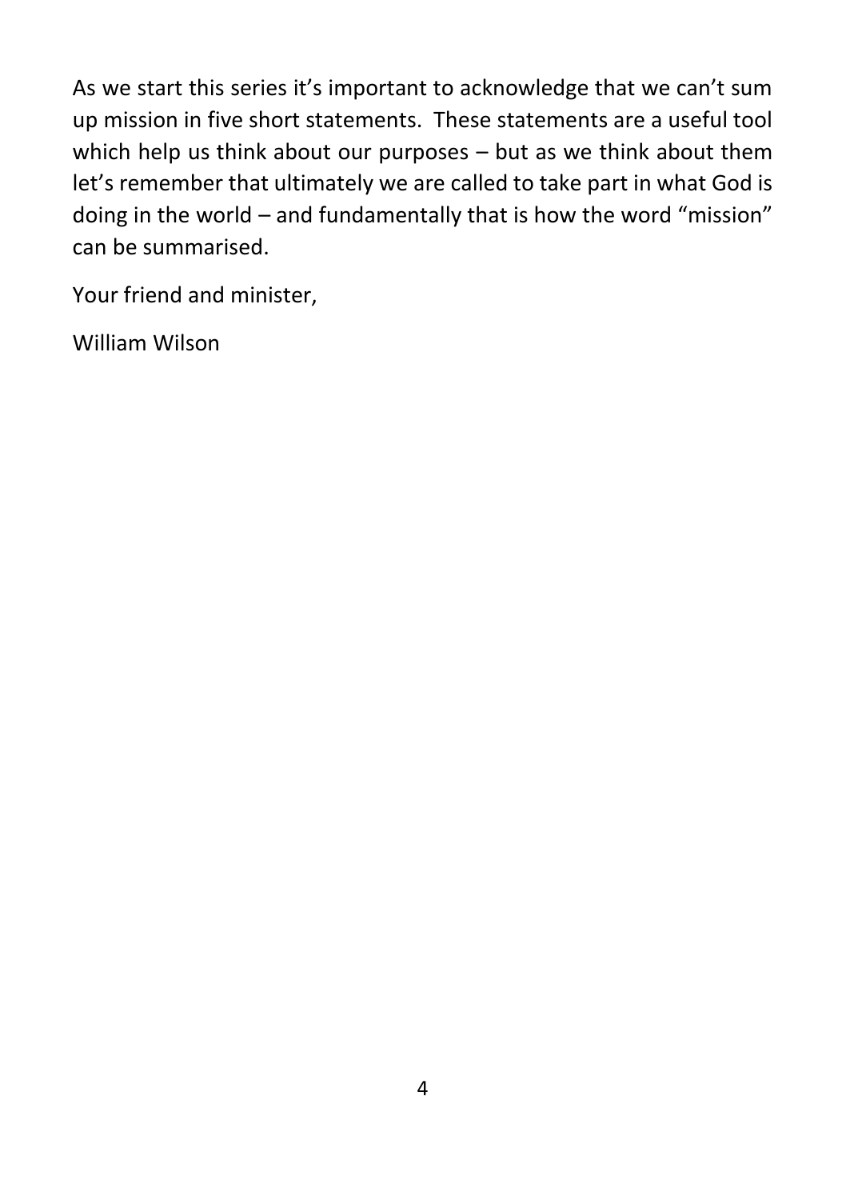As we start this series it's important to acknowledge that we can't sum up mission in five short statements.  These statements are a useful tool which help us think about our purposes – but as we think about them let's remember that ultimately we are called to take part in what God is doing in the world – and fundamentally that is how the word "mission" can be summarised.

Your friend and minister,

William Wilson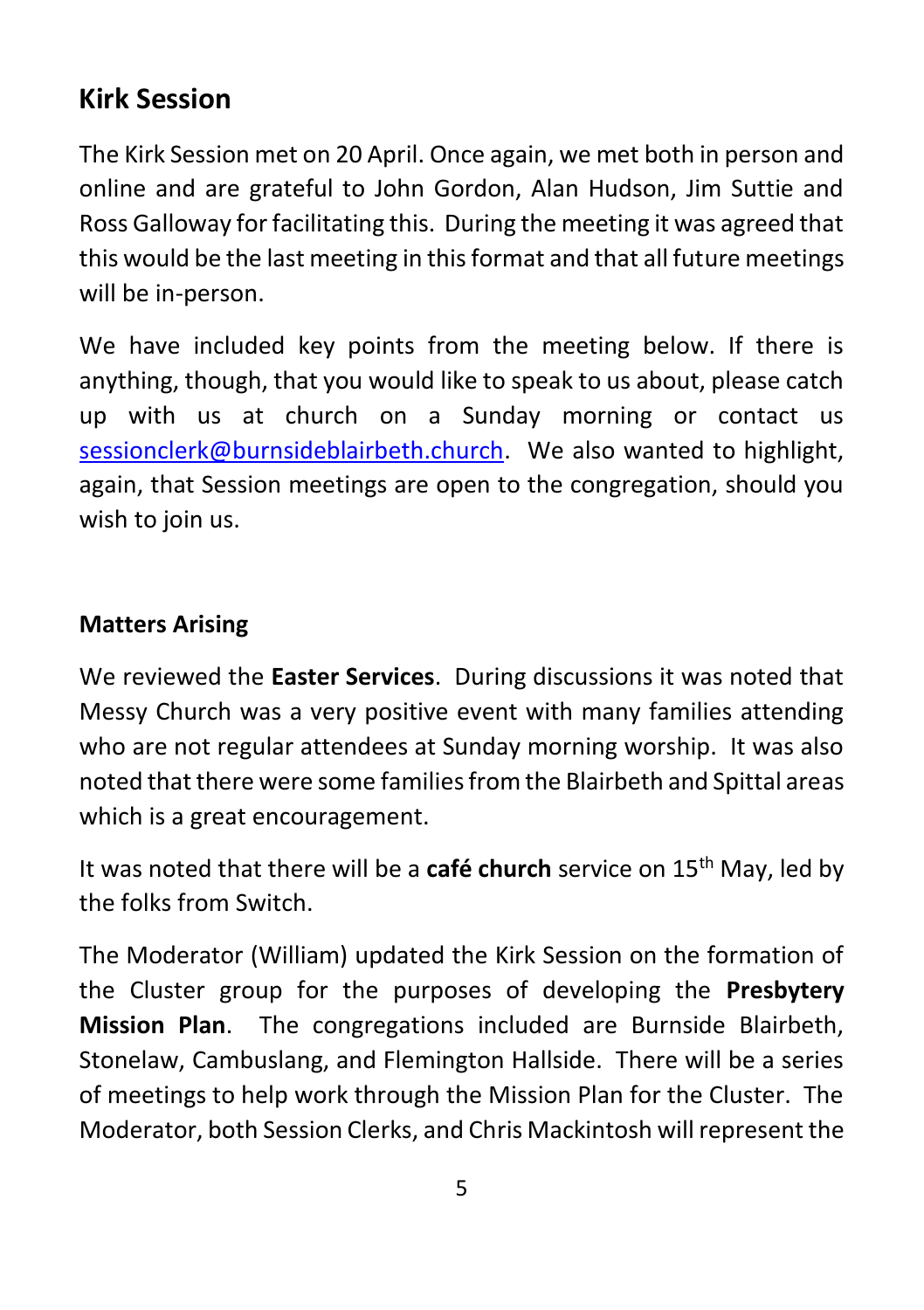## Kirk Session

The Kirk Session met on 20 April. Once again, we met both in person and online and are grateful to John Gordon, Alan Hudson, Jim Suttie and Ross Galloway for facilitating this. During the meeting it was agreed that this would be the last meeting in this format and that all future meetings will be in-person.

We have included key points from the meeting below. If there is anything, though, that you would like to speak to us about, please catch up with us at church on a Sunday morning or contact us sessionclerk@burnsideblairbeth.church. We also wanted to highlight, again, that Session meetings are open to the congregation, should you wish to join us.

### Matters Arising

We reviewed the **Easter Services**. During discussions it was noted that Messy Church was a very positive event with many families attending who are not regular attendees at Sunday morning worship. It was also noted that there were some families from the Blairbeth and Spittal areas which is a great encouragement.

It was noted that there will be a **café church** service on 15th May, led by the folks from Switch.

The Moderator (William) updated the Kirk Session on the formation of the Cluster group for the purposes of developing the **Presbytery Mission Plan**. The congregations included are Burnside Blairbeth, Stonelaw, Cambuslang, and Flemington Hallside. There will be a series of meetings to help work through the Mission Plan for the Cluster. The Moderator, both Session Clerks, and Chris Mackintosh will represent the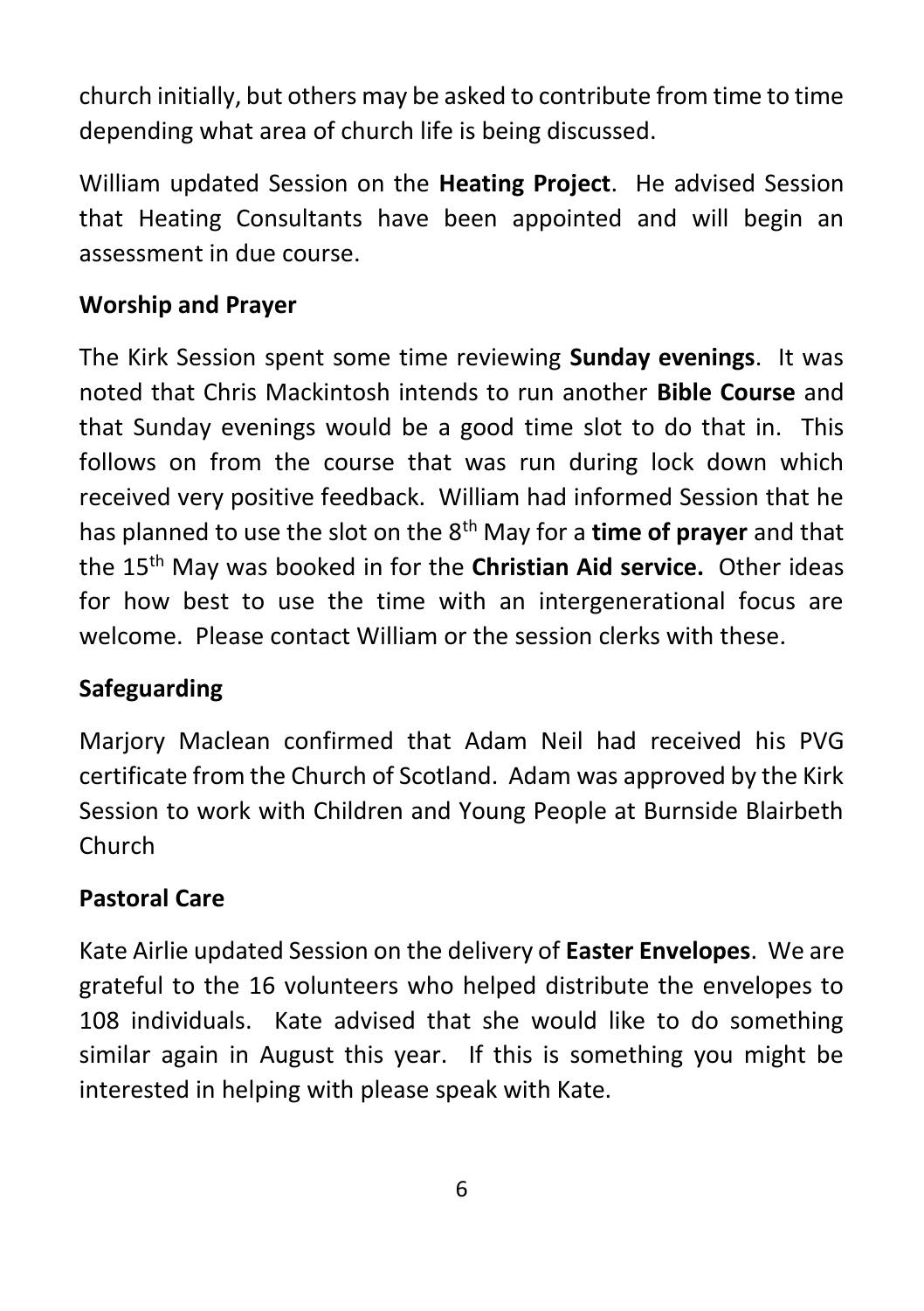church initially, but others may be asked to contribute from time to time depending what area of church life is being discussed.

William updated Session on the **Heating Project**. He advised Session that Heating Consultants have been appointed and will begin an assessment in due course.

### Worship and Prayer

The Kirk Session spent some time reviewing **Sunday evenings**. It was noted that Chris Mackintosh intends to run another **Bible Course** and that Sunday evenings would be a good time slot to do that in. This follows on from the course that was run during lock down which received very positive feedback. William had informed Session that he has planned to use the slot on the 8th May for a **time of prayer** and that the 15th May was booked in for the **Christian Aid service.** Other ideas for how best to use the time with an intergenerational focus are welcome. Please contact William or the session clerks with these.

### Safeguarding

Marjory Maclean confirmed that Adam Neil had received his PVG certificate from the Church of Scotland. Adam was approved by the Kirk Session to work with Children and Young People at Burnside Blairbeth Church

### Pastoral Care

Kate Airlie updated Session on the delivery of **Easter Envelopes**. We are grateful to the 16 volunteers who helped distribute the envelopes to 108 individuals. Kate advised that she would like to do something similar again in August this year. If this is something you might be interested in helping with please speak with Kate.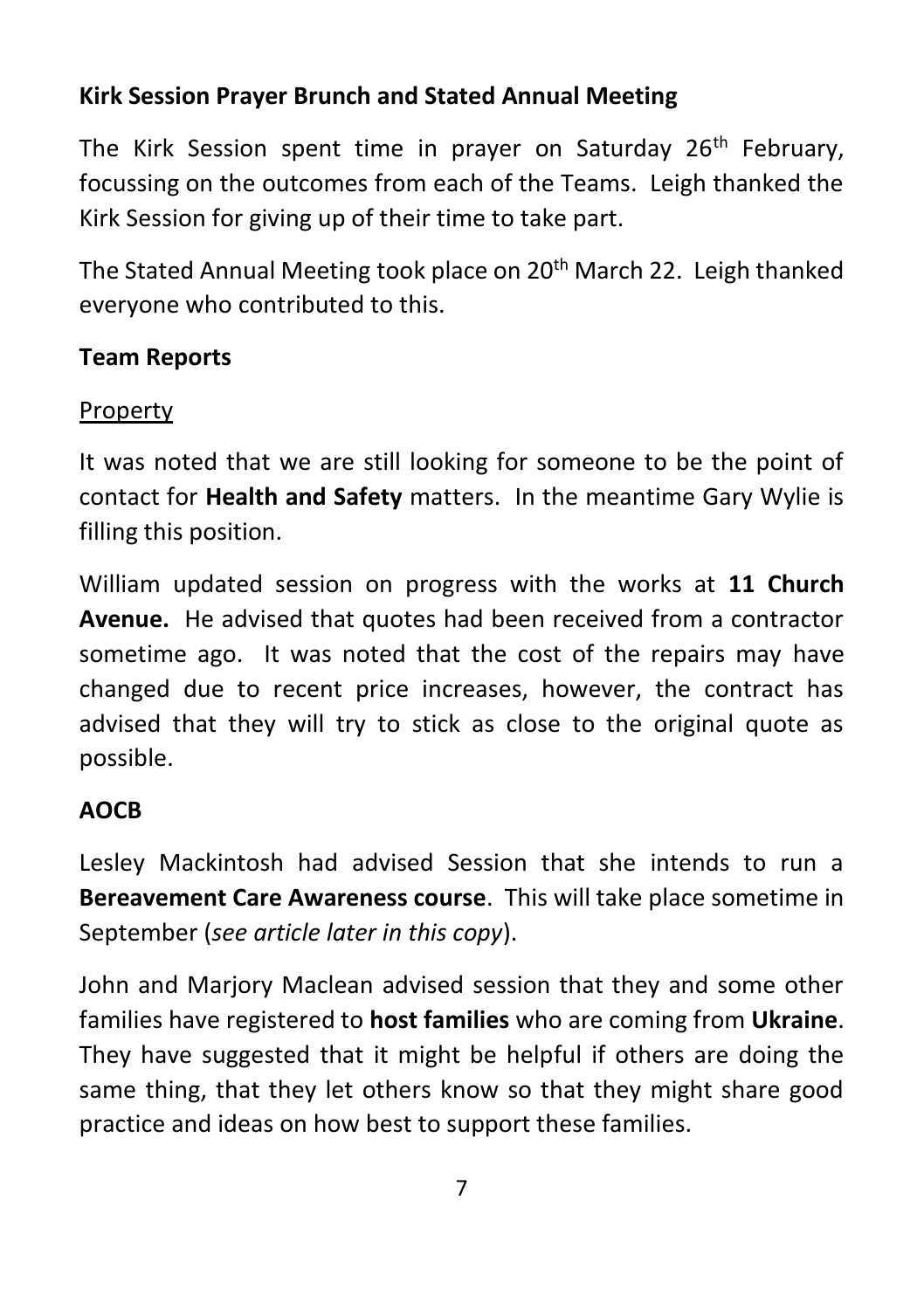**Kirk Session Prayer Brunch and Stated Annual Meeting**

The Kirk Session spent time in prayer on Saturday 26th February, focussing on the outcomes from each of the Teams. Leigh thanked the Kirk Session for giving up of their time to take part.

The Stated Annual Meeting took place on 20th March 22. Leigh thanked everyone who contributed to this.

**Team Reports**

Property

It was noted that we are still looking for someone to be the point of contact for **Health and Safety** matters. In the meantime Gary Wylie is filling this position.

William updated session on progress with the works at **11 Church Avenue.** He advised that quotes had been received from a contractor sometime ago. It was noted that the cost of the repairs may have changed due to recent price increases, however, the contract has advised that they will try to stick as close to the original quote as possible.

**AOCB**

Lesley Mackintosh had advised Session that she intends to run a **Bereavement Care Awareness course**. This will take place sometime in September (*see article later in this copy*).

John and Marjory Maclean advised session that they and some other families have registered to **host families** who are coming from **Ukraine**. They have suggested that it might be helpful if others are doing the same thing, that they let others know so that they might share good practice and ideas on how best to support these families.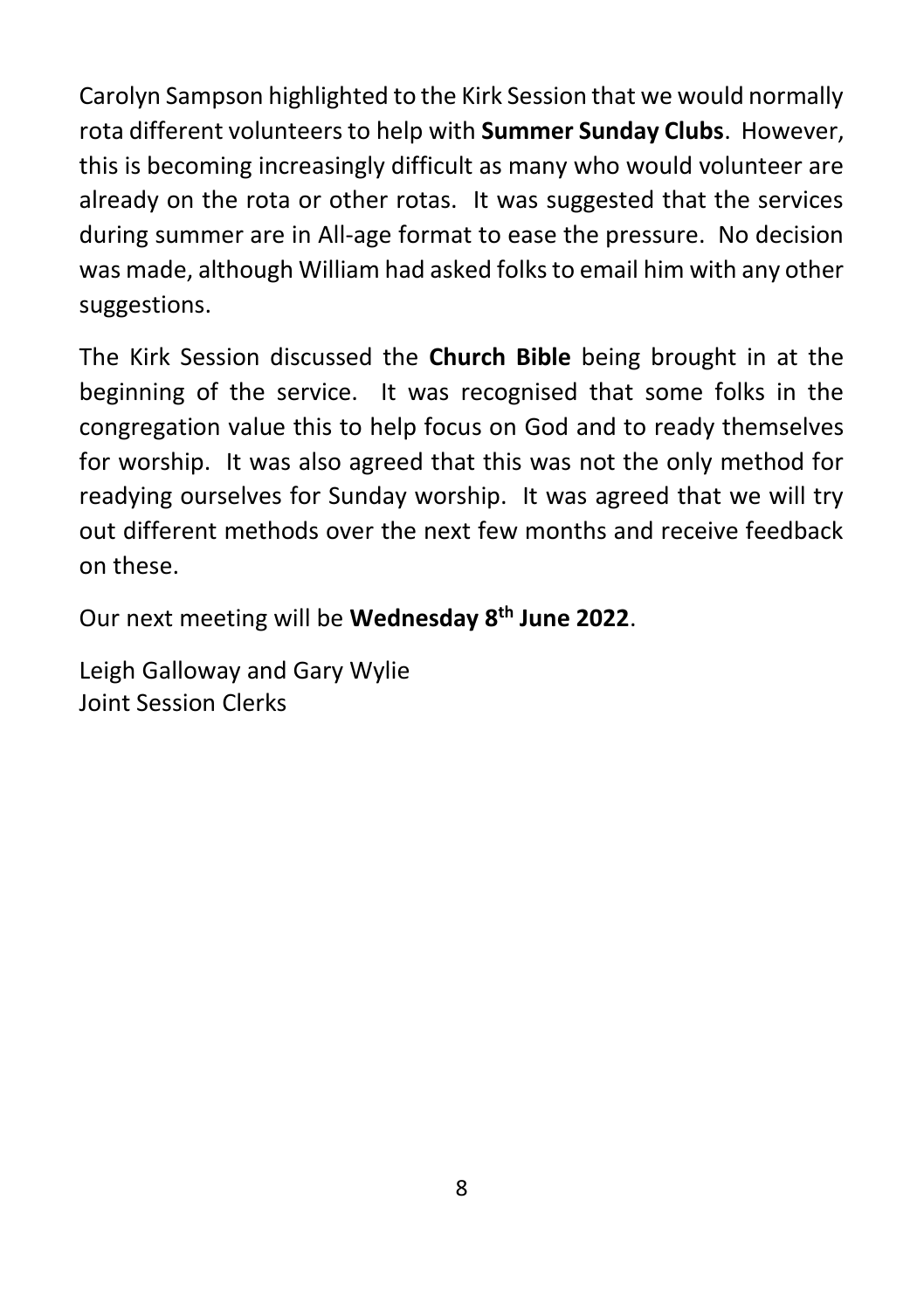Carolyn Sampson highlighted to the Kirk Session that we would normally rota different volunteers to help with **Summer Sunday Clubs**. However, this is becoming increasingly difficult as many who would volunteer are already on the rota or other rotas. It was suggested that the services during summer are in All-age format to ease the pressure. No decision was made, although William had asked folks to email him with any other suggestions.

The Kirk Session discussed the **Church Bible** being brought in at the beginning of the service. It was recognised that some folks in the congregation value this to help focus on God and to ready themselves for worship. It was also agreed that this was not the only method for readying ourselves for Sunday worship. It was agreed that we will try out different methods over the next few months and receive feedback on these.

Our next meeting will be **Wednesday 8th June 2022**.

Leigh Galloway and Gary Wylie
Joint Session Clerks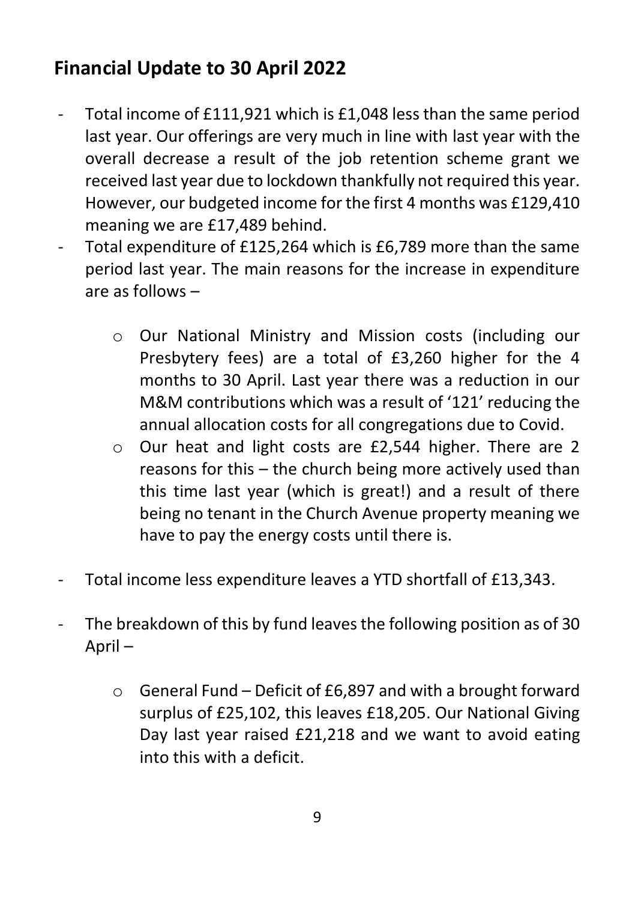## Financial Update to 30 April 2022

- Total income of £111,921 which is £1,048 less than the same period last year. Our offerings are very much in line with last year with the overall decrease a result of the job retention scheme grant we received last year due to lockdown thankfully not required this year. However, our budgeted income for the first 4 months was £129,410 meaning we are £17,489 behind.
- Total expenditure of £125,264 which is £6,789 more than the same period last year. The main reasons for the increase in expenditure are as follows –
    - Our National Ministry and Mission costs (including our Presbytery fees) are a total of £3,260 higher for the 4 months to 30 April. Last year there was a reduction in our M&M contributions which was a result of '121' reducing the annual allocation costs for all congregations due to Covid.
    - Our heat and light costs are £2,544 higher. There are 2 reasons for this – the church being more actively used than this time last year (which is great!) and a result of there being no tenant in the Church Avenue property meaning we have to pay the energy costs until there is.
- Total income less expenditure leaves a YTD shortfall of £13,343.
- The breakdown of this by fund leaves the following position as of 30 April –
    - General Fund – Deficit of £6,897 and with a brought forward surplus of £25,102, this leaves £18,205. Our National Giving Day last year raised £21,218 and we want to avoid eating into this with a deficit.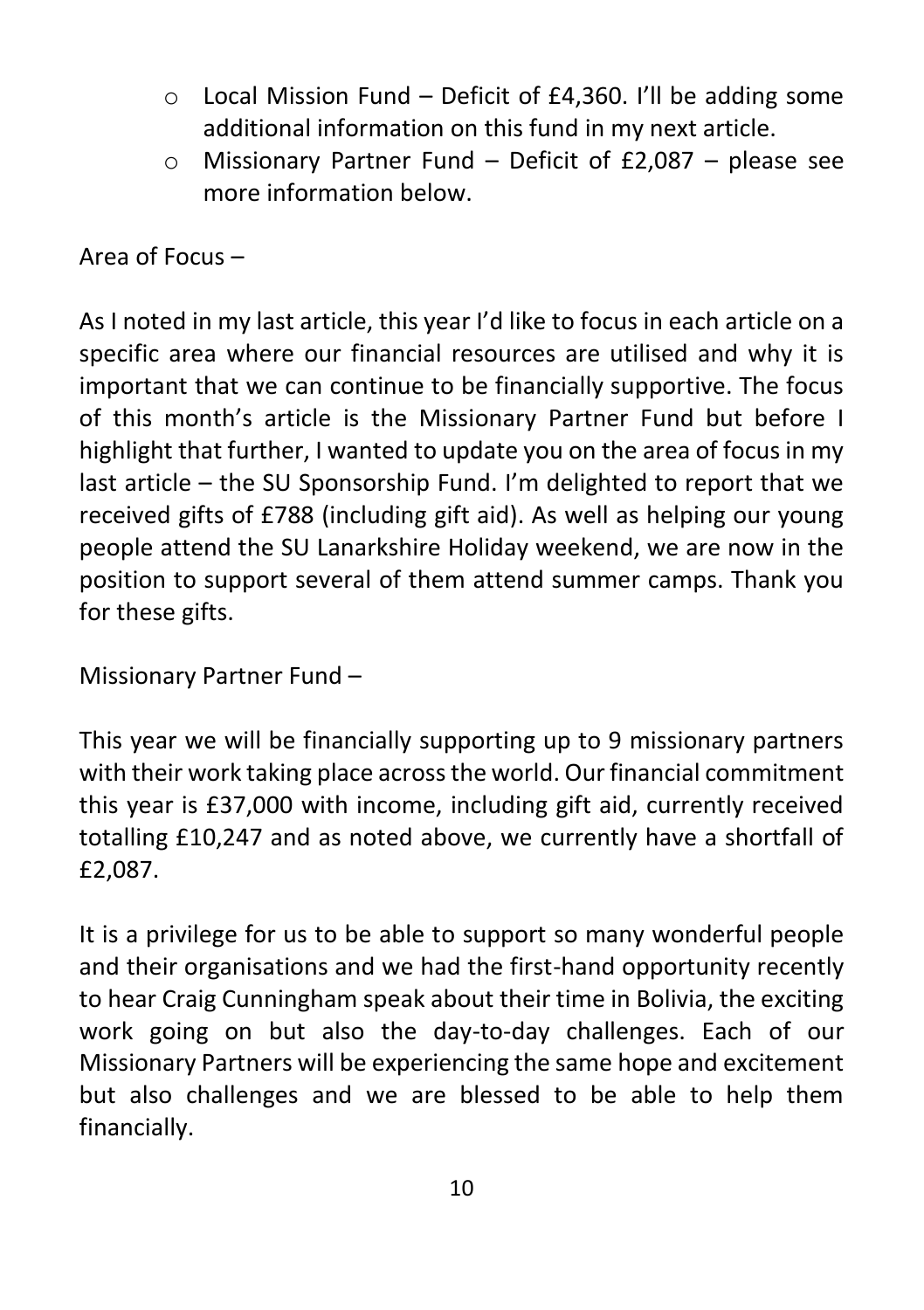- Local Mission Fund – Deficit of £4,360. I'll be adding some additional information on this fund in my next article.
- Missionary Partner Fund – Deficit of £2,087 – please see more information below.

Area of Focus –

As I noted in my last article, this year I'd like to focus in each article on a specific area where our financial resources are utilised and why it is important that we can continue to be financially supportive. The focus of this month's article is the Missionary Partner Fund but before I highlight that further, I wanted to update you on the area of focus in my last article – the SU Sponsorship Fund. I'm delighted to report that we received gifts of £788 (including gift aid). As well as helping our young people attend the SU Lanarkshire Holiday weekend, we are now in the position to support several of them attend summer camps. Thank you for these gifts.

Missionary Partner Fund –

This year we will be financially supporting up to 9 missionary partners with their work taking place across the world. Our financial commitment this year is £37,000 with income, including gift aid, currently received totalling £10,247 and as noted above, we currently have a shortfall of £2,087.

It is a privilege for us to be able to support so many wonderful people and their organisations and we had the first-hand opportunity recently to hear Craig Cunningham speak about their time in Bolivia, the exciting work going on but also the day-to-day challenges. Each of our Missionary Partners will be experiencing the same hope and excitement but also challenges and we are blessed to be able to help them financially.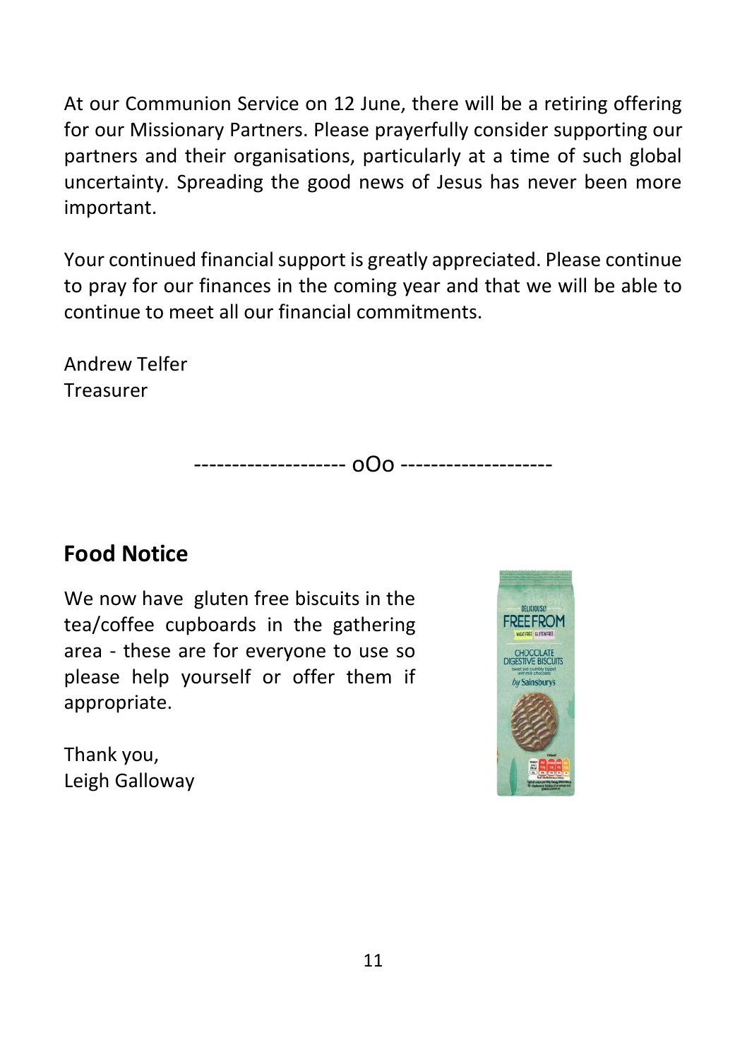At our Communion Service on 12 June, there will be a retiring offering for our Missionary Partners. Please prayerfully consider supporting our partners and their organisations, particularly at a time of such global uncertainty. Spreading the good news of Jesus has never been more important.

Your continued financial support is greatly appreciated. Please continue to pray for our finances in the coming year and that we will be able to continue to meet all our financial commitments.

Andrew Telfer
Treasurer

-------------------- oOo --------------------

## Food Notice

We now have gluten free biscuits in the tea/coffee cupboards in the gathering area - these are for everyone to use so please help yourself or offer them if appropriate.

Thank you,
Leigh Galloway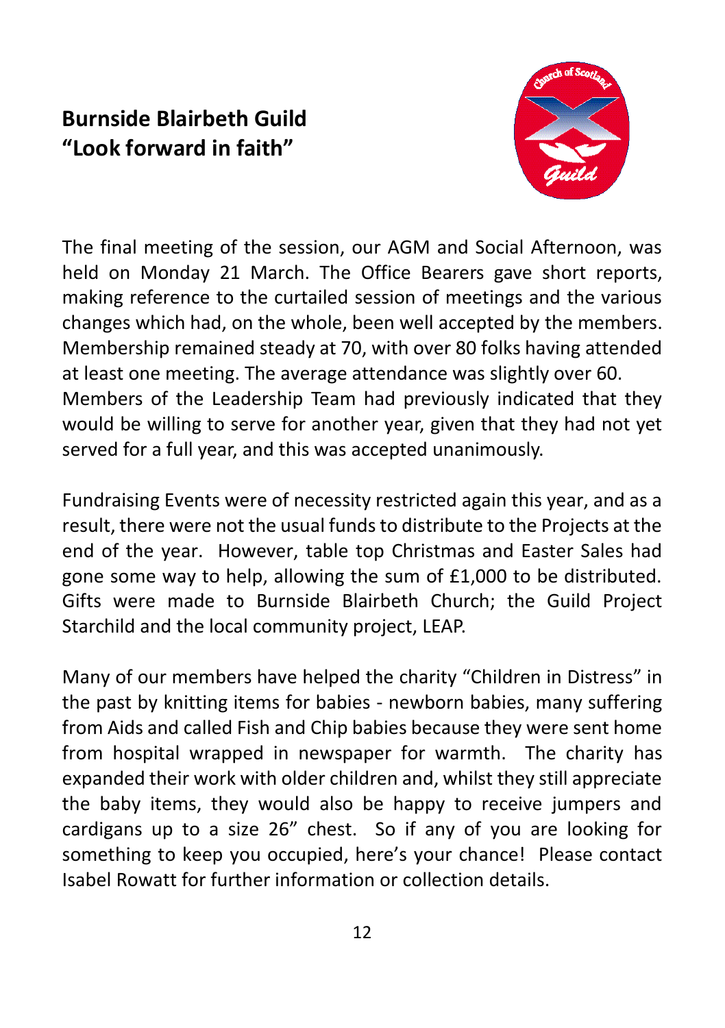## Burnside Blairbeth Guild
## "Look forward in faith"

The final meeting of the session, our AGM and Social Afternoon, was held on Monday 21 March. The Office Bearers gave short reports, making reference to the curtailed session of meetings and the various changes which had, on the whole, been well accepted by the members. Membership remained steady at 70, with over 80 folks having attended at least one meeting. The average attendance was slightly over 60. Members of the Leadership Team had previously indicated that they would be willing to serve for another year, given that they had not yet served for a full year, and this was accepted unanimously.

Fundraising Events were of necessity restricted again this year, and as a result, there were not the usual funds to distribute to the Projects at the end of the year. However, table top Christmas and Easter Sales had gone some way to help, allowing the sum of £1,000 to be distributed. Gifts were made to Burnside Blairbeth Church; the Guild Project Starchild and the local community project, LEAP.

Many of our members have helped the charity "Children in Distress" in the past by knitting items for babies - newborn babies, many suffering from Aids and called Fish and Chip babies because they were sent home from hospital wrapped in newspaper for warmth. The charity has expanded their work with older children and, whilst they still appreciate the baby items, they would also be happy to receive jumpers and cardigans up to a size 26" chest. So if any of you are looking for something to keep you occupied, here's your chance! Please contact Isabel Rowatt for further information or collection details.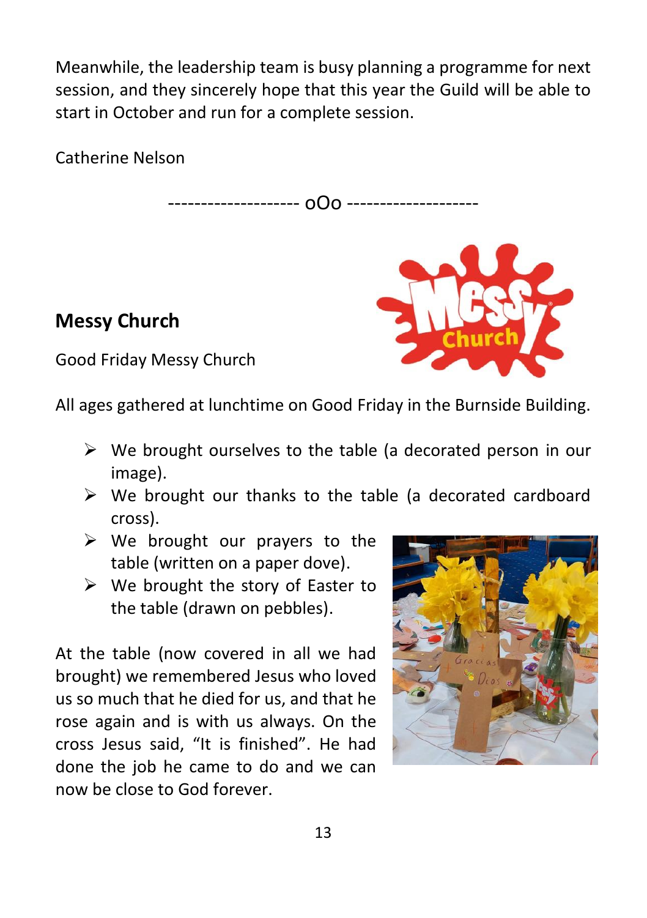Meanwhile, the leadership team is busy planning a programme for next session, and they sincerely hope that this year the Guild will be able to start in October and run for a complete session.

Catherine Nelson

-------------------- oOo --------------------

## Messy Church

Good Friday Messy Church

All ages gathered at lunchtime on Good Friday in the Burnside Building.

- We brought ourselves to the table (a decorated person in our image).
- We brought our thanks to the table (a decorated cardboard cross).
- We brought our prayers to the table (written on a paper dove).
- We brought the story of Easter to the table (drawn on pebbles).

At the table (now covered in all we had brought) we remembered Jesus who loved us so much that he died for us, and that he rose again and is with us always. On the cross Jesus said, "It is finished". He had done the job he came to do and we can now be close to God forever.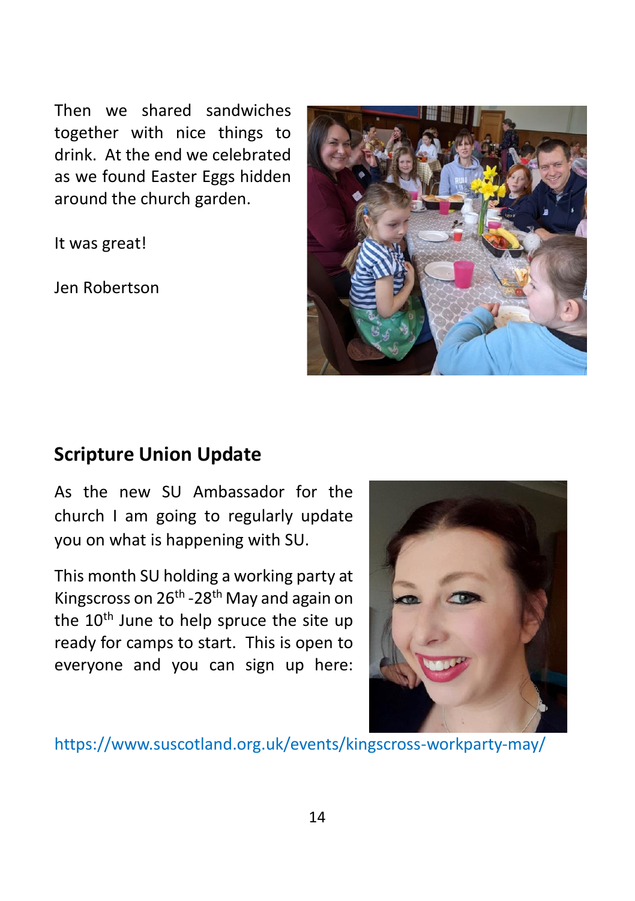Then we shared sandwiches together with nice things to drink. At the end we celebrated as we found Easter Eggs hidden around the church garden.

It was great!

Jen Robertson

## Scripture Union Update

As the new SU Ambassador for the church I am going to regularly update you on what is happening with SU.

This month SU holding a working party at Kingscross on 26th -28th May and again on the 10th June to help spruce the site up ready for camps to start. This is open to everyone and you can sign up here:

https://www.suscotland.org.uk/events/kingscross-workparty-may/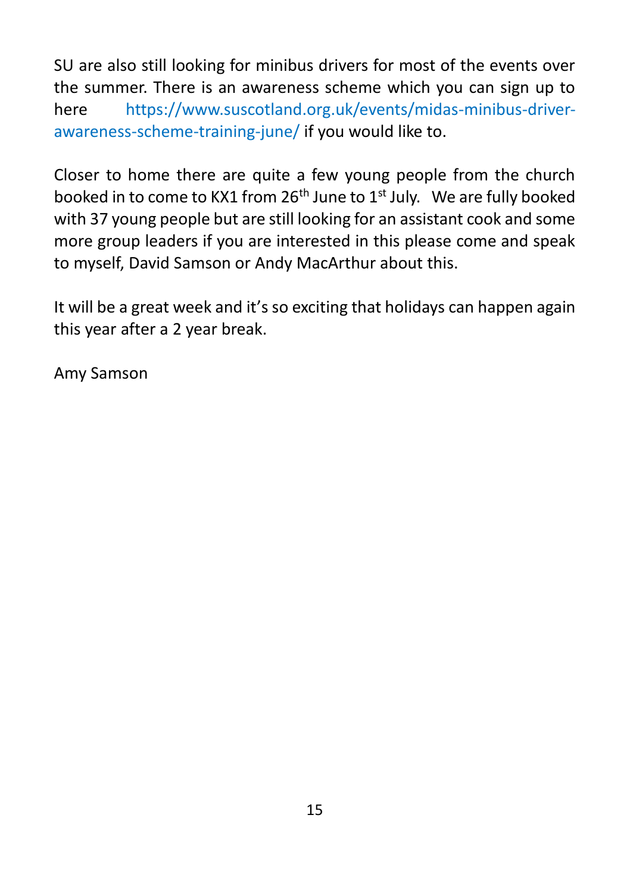SU are also still looking for minibus drivers for most of the events over the summer. There is an awareness scheme which you can sign up to here https://www.suscotland.org.uk/events/midas-minibus-driver-awareness-scheme-training-june/ if you would like to.

Closer to home there are quite a few young people from the church booked in to come to KX1 from 26th June to 1st July. We are fully booked with 37 young people but are still looking for an assistant cook and some more group leaders if you are interested in this please come and speak to myself, David Samson or Andy MacArthur about this.

It will be a great week and it's so exciting that holidays can happen again this year after a 2 year break.

Amy Samson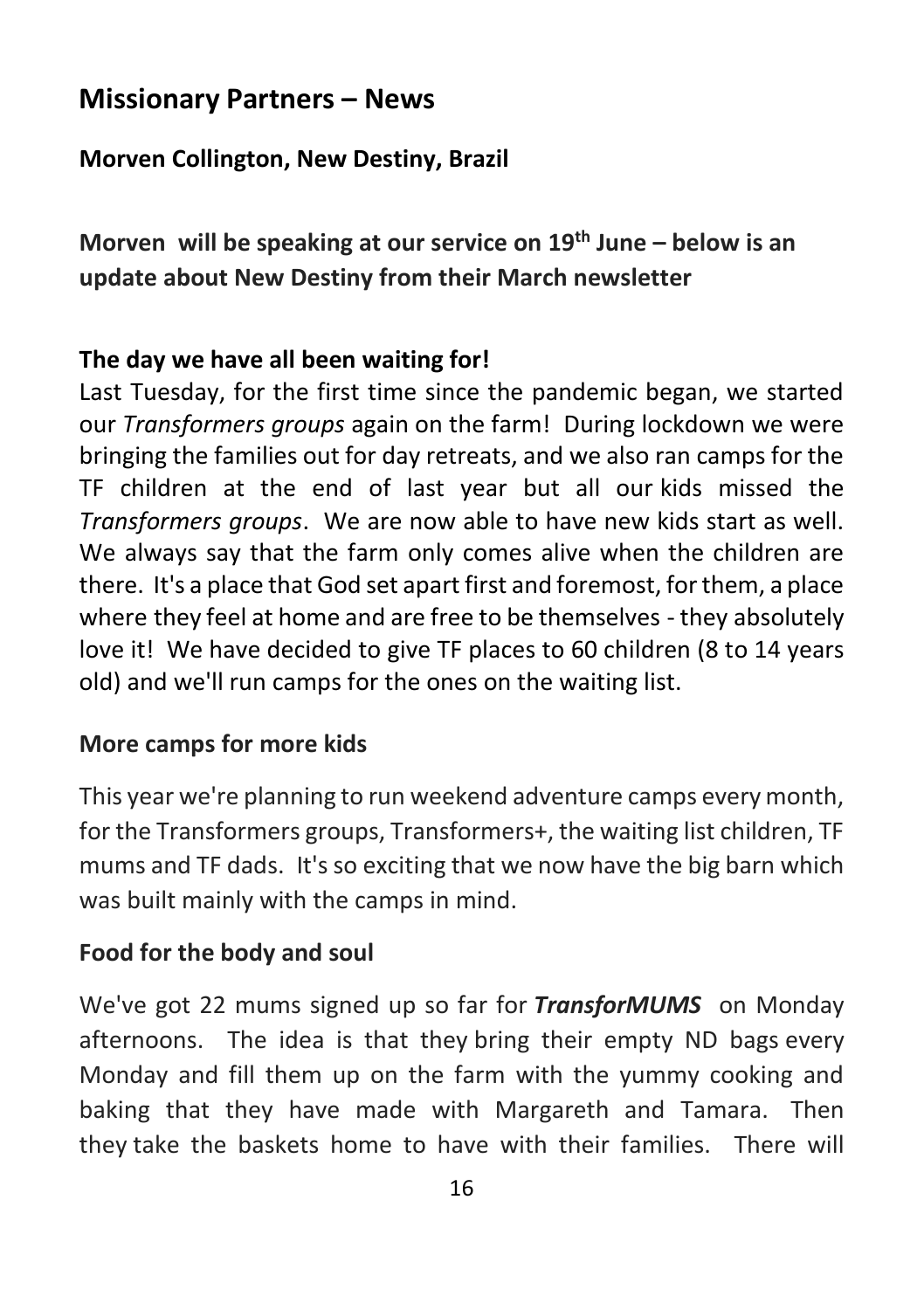## Missionary Partners – News

### Morven Collington, New Destiny, Brazil

**Morven will be speaking at our service on 19th June – below is an update about New Destiny from their March newsletter**

**The day we have all been waiting for!**

Last Tuesday, for the first time since the pandemic began, we started our *Transformers groups* again on the farm! During lockdown we were bringing the families out for day retreats, and we also ran camps for the TF children at the end of last year but all our kids missed the *Transformers groups*. We are now able to have new kids start as well. We always say that the farm only comes alive when the children are there. It's a place that God set apart first and foremost, for them, a place where they feel at home and are free to be themselves - they absolutely love it! We have decided to give TF places to 60 children (8 to 14 years old) and we'll run camps for the ones on the waiting list.

**More camps for more kids**

This year we're planning to run weekend adventure camps every month, for the Transformers groups, Transformers+, the waiting list children, TF mums and TF dads. It's so exciting that we now have the big barn which was built mainly with the camps in mind.

**Food for the body and soul**

We've got 22 mums signed up so far for ***TransforMUMS*** on Monday afternoons. The idea is that they bring their empty ND bags every Monday and fill them up on the farm with the yummy cooking and baking that they have made with Margareth and Tamara. Then they take the baskets home to have with their families. There will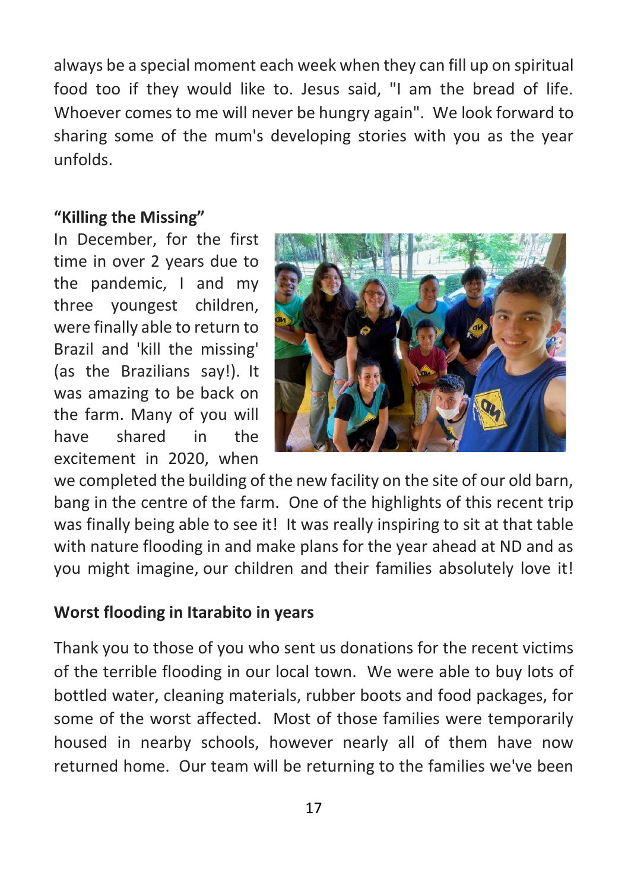always be a special moment each week when they can fill up on spiritual food too if they would like to. Jesus said, "I am the bread of life. Whoever comes to me will never be hungry again". We look forward to sharing some of the mum's developing stories with you as the year unfolds.

**"Killing the Missing"**

In December, for the first time in over 2 years due to the pandemic, I and my three youngest children, were finally able to return to Brazil and 'kill the missing' (as the Brazilians say!). It was amazing to be back on the farm. Many of you will have shared in the excitement in 2020, when we completed the building of the new facility on the site of our old barn, bang in the centre of the farm. One of the highlights of this recent trip was finally being able to see it! It was really inspiring to sit at that table with nature flooding in and make plans for the year ahead at ND and as you might imagine, our children and their families absolutely love it!

**Worst flooding in Itarabito in years**

Thank you to those of you who sent us donations for the recent victims of the terrible flooding in our local town. We were able to buy lots of bottled water, cleaning materials, rubber boots and food packages, for some of the worst affected. Most of those families were temporarily housed in nearby schools, however nearly all of them have now returned home. Our team will be returning to the families we've been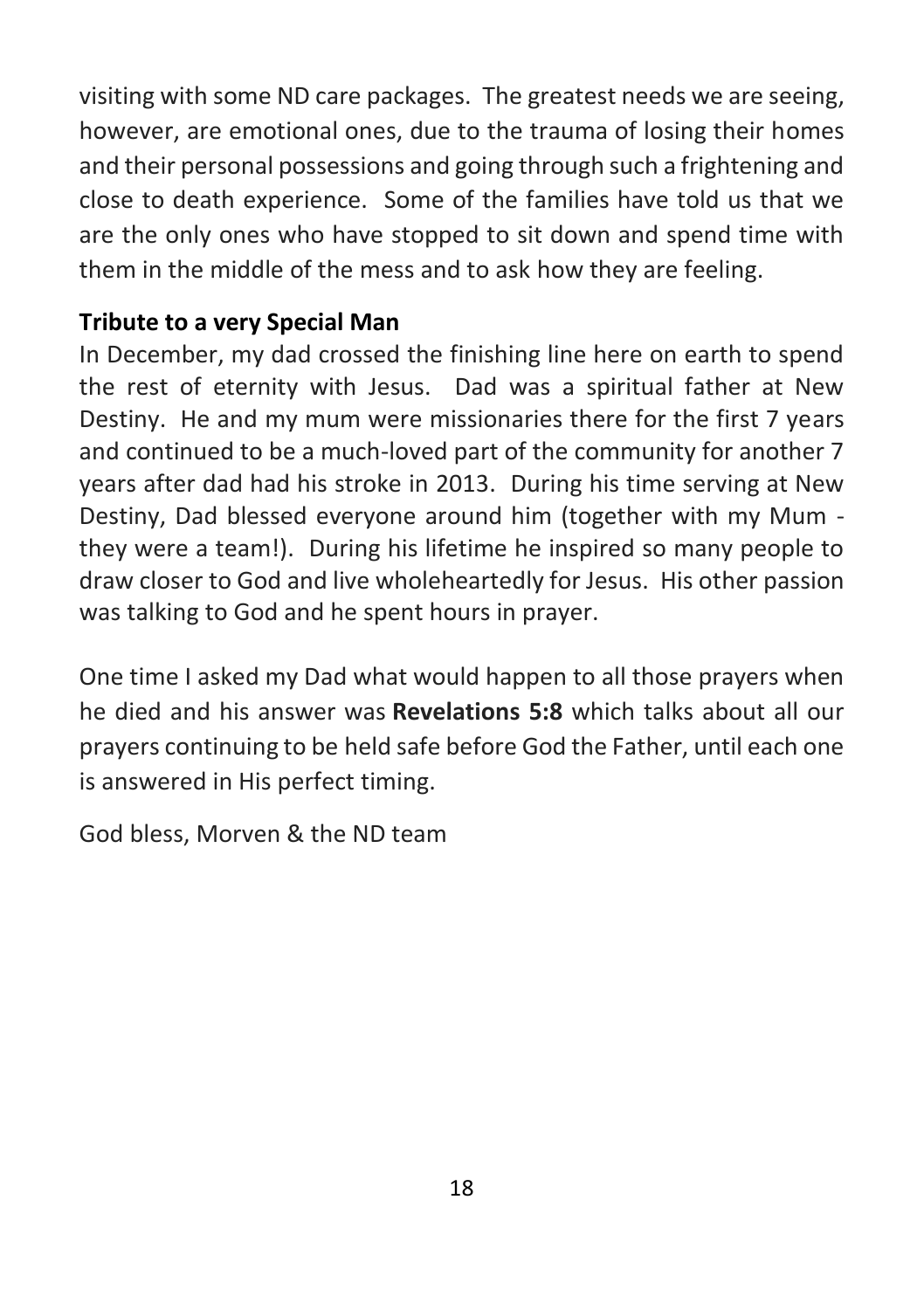visiting with some ND care packages. The greatest needs we are seeing, however, are emotional ones, due to the trauma of losing their homes and their personal possessions and going through such a frightening and close to death experience. Some of the families have told us that we are the only ones who have stopped to sit down and spend time with them in the middle of the mess and to ask how they are feeling.

**Tribute to a very Special Man**

In December, my dad crossed the finishing line here on earth to spend the rest of eternity with Jesus. Dad was a spiritual father at New Destiny. He and my mum were missionaries there for the first 7 years and continued to be a much-loved part of the community for another 7 years after dad had his stroke in 2013. During his time serving at New Destiny, Dad blessed everyone around him (together with my Mum - they were a team!). During his lifetime he inspired so many people to draw closer to God and live wholeheartedly for Jesus. His other passion was talking to God and he spent hours in prayer.

One time I asked my Dad what would happen to all those prayers when he died and his answer was **Revelations 5:8** which talks about all our prayers continuing to be held safe before God the Father, until each one is answered in His perfect timing.

God bless, Morven & the ND team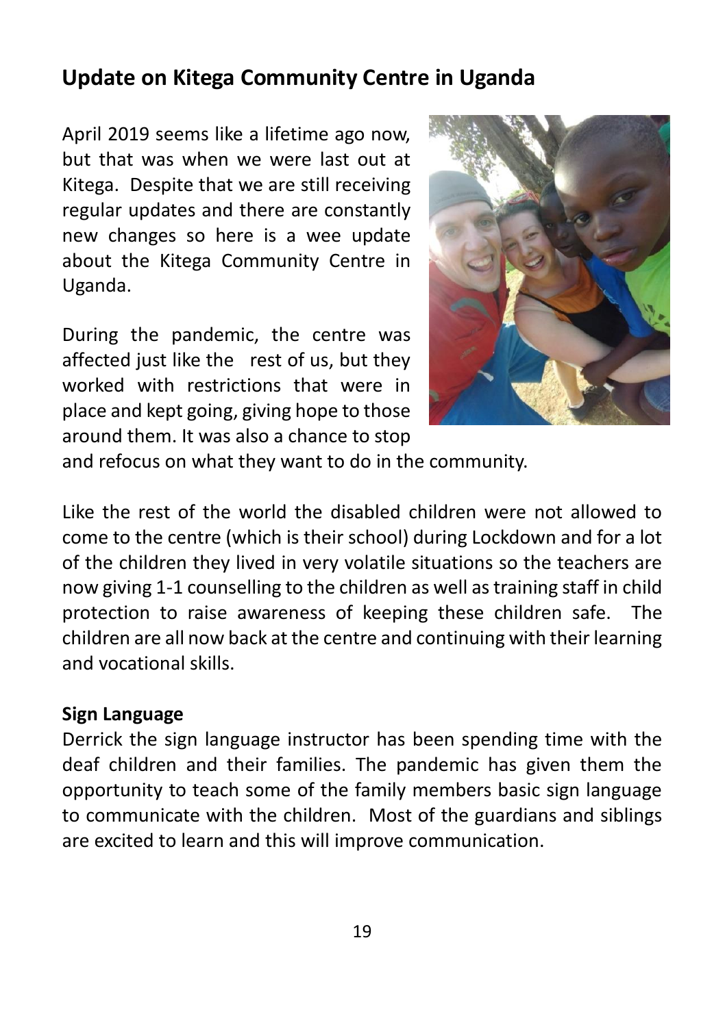## Update on Kitega Community Centre in Uganda

April 2019 seems like a lifetime ago now, but that was when we were last out at Kitega. Despite that we are still receiving regular updates and there are constantly new changes so here is a wee update about the Kitega Community Centre in Uganda.

During the pandemic, the centre was affected just like the rest of us, but they worked with restrictions that were in place and kept going, giving hope to those around them. It was also a chance to stop and refocus on what they want to do in the community.

Like the rest of the world the disabled children were not allowed to come to the centre (which is their school) during Lockdown and for a lot of the children they lived in very volatile situations so the teachers are now giving 1-1 counselling to the children as well as training staff in child protection to raise awareness of keeping these children safe. The children are all now back at the centre and continuing with their learning and vocational skills.

**Sign Language**

Derrick the sign language instructor has been spending time with the deaf children and their families. The pandemic has given them the opportunity to teach some of the family members basic sign language to communicate with the children. Most of the guardians and siblings are excited to learn and this will improve communication.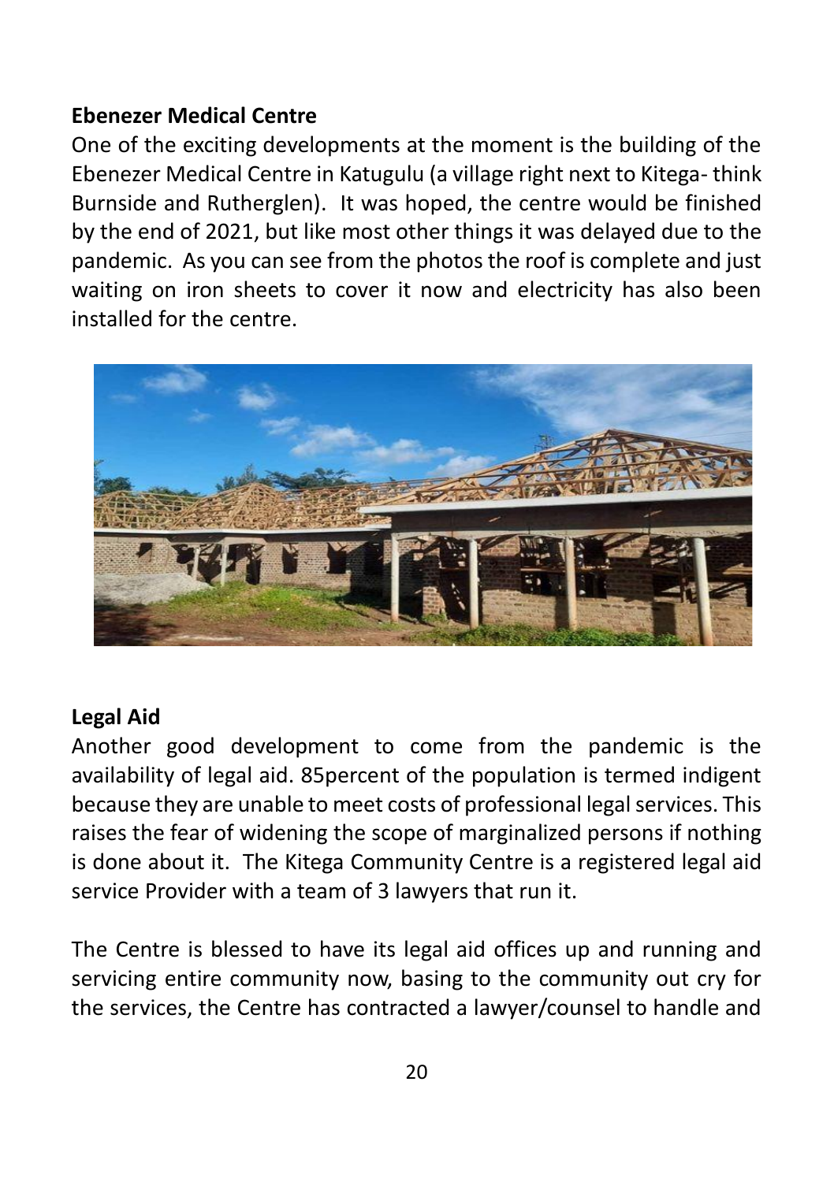**Ebenezer Medical Centre**

One of the exciting developments at the moment is the building of the Ebenezer Medical Centre in Katugulu (a village right next to Kitega- think Burnside and Rutherglen). It was hoped, the centre would be finished by the end of 2021, but like most other things it was delayed due to the pandemic. As you can see from the photos the roof is complete and just waiting on iron sheets to cover it now and electricity has also been installed for the centre.

**Legal Aid**

Another good development to come from the pandemic is the availability of legal aid. 85percent of the population is termed indigent because they are unable to meet costs of professional legal services. This raises the fear of widening the scope of marginalized persons if nothing is done about it. The Kitega Community Centre is a registered legal aid service Provider with a team of 3 lawyers that run it.

The Centre is blessed to have its legal aid offices up and running and servicing entire community now, basing to the community out cry for the services, the Centre has contracted a lawyer/counsel to handle and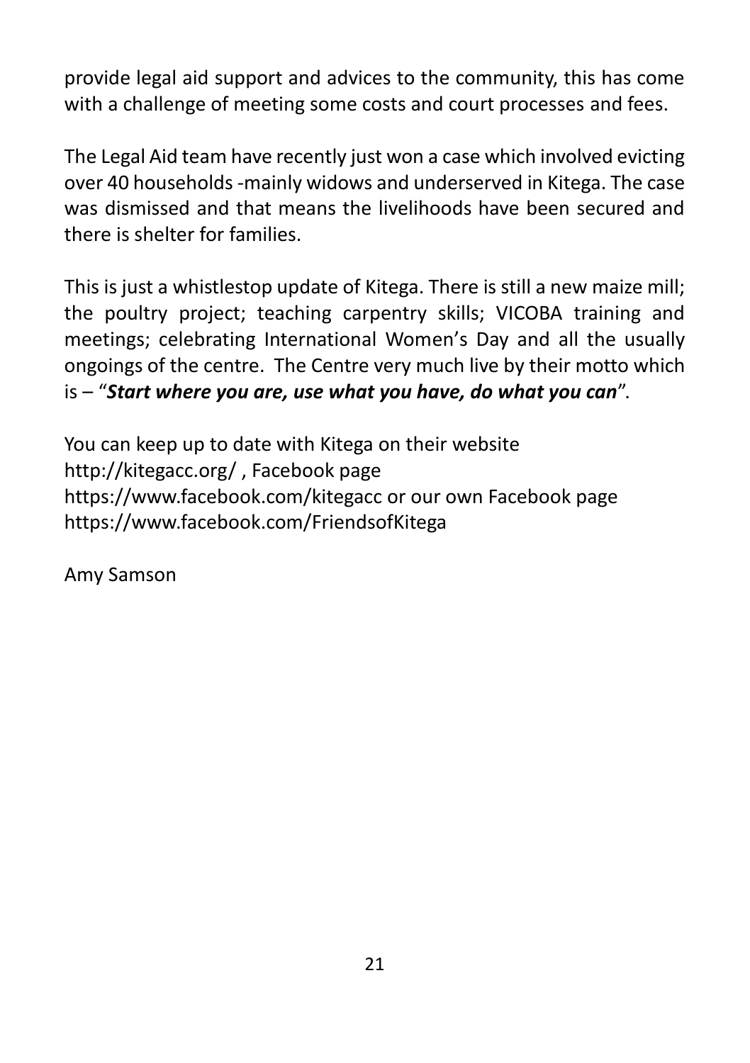provide legal aid support and advices to the community, this has come with a challenge of meeting some costs and court processes and fees.

The Legal Aid team have recently just won a case which involved evicting over 40 households -mainly widows and underserved in Kitega. The case was dismissed and that means the livelihoods have been secured and there is shelter for families.

This is just a whistlestop update of Kitega. There is still a new maize mill; the poultry project; teaching carpentry skills; VICOBA training and meetings; celebrating International Women's Day and all the usually ongoings of the centre. The Centre very much live by their motto which is – "***Start where you are, use what you have, do what you can***".

You can keep up to date with Kitega on their website
http://kitegacc.org/ , Facebook page
https://www.facebook.com/kitegacc or our own Facebook page
https://www.facebook.com/FriendsofKitega

Amy Samson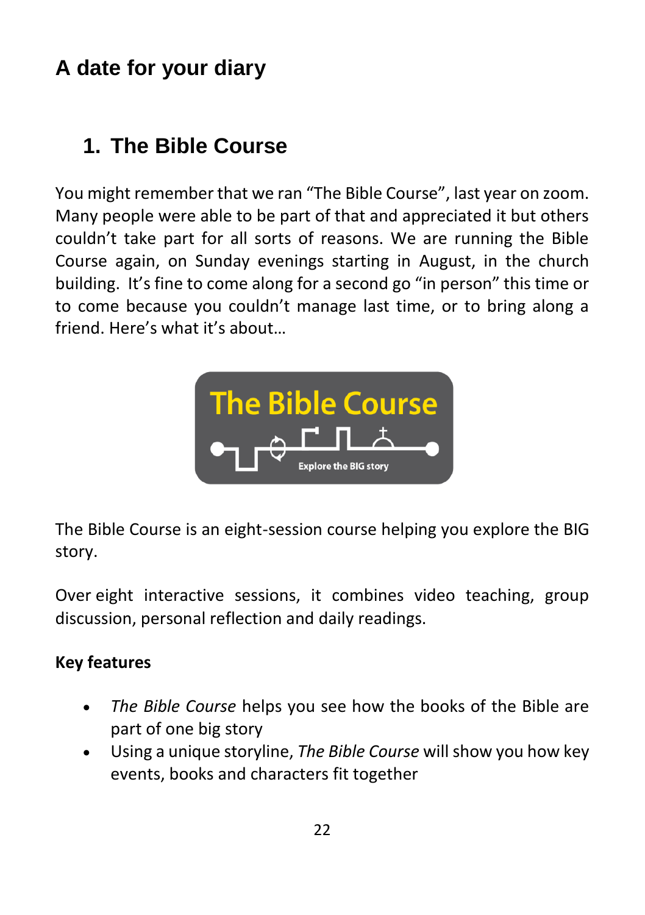# A date for your diary

## 1. The Bible Course

You might remember that we ran "The Bible Course", last year on zoom. Many people were able to be part of that and appreciated it but others couldn't take part for all sorts of reasons. We are running the Bible Course again, on Sunday evenings starting in August, in the church building. It's fine to come along for a second go "in person" this time or to come because you couldn't manage last time, or to bring along a friend. Here's what it's about…

The Bible Course

Explore the BIG story

The Bible Course is an eight-session course helping you explore the BIG story.

Over eight interactive sessions, it combines video teaching, group discussion, personal reflection and daily readings.

**Key features**

- *The Bible Course* helps you see how the books of the Bible are part of one big story
- Using a unique storyline, *The Bible Course* will show you how key events, books and characters fit together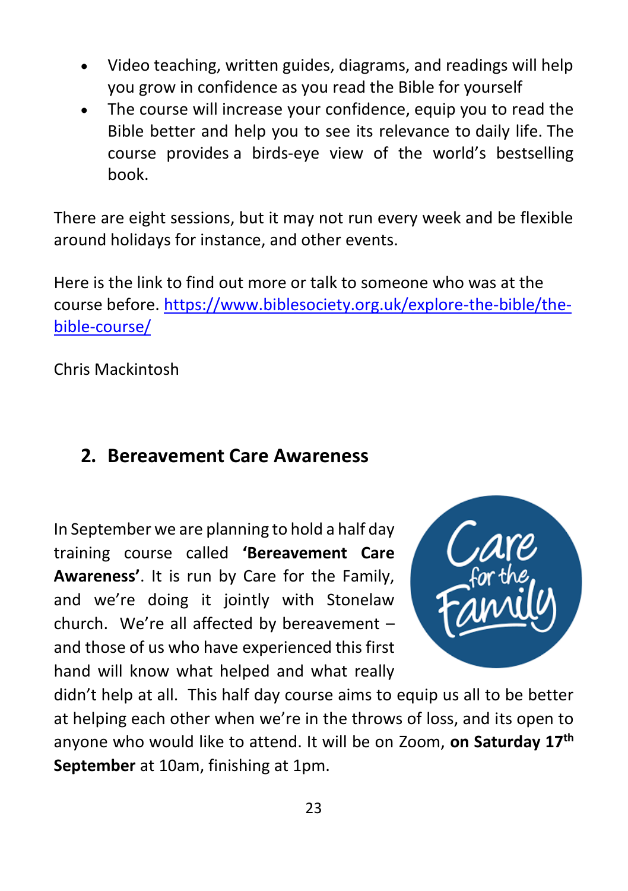- Video teaching, written guides, diagrams, and readings will help you grow in confidence as you read the Bible for yourself
- The course will increase your confidence, equip you to read the Bible better and help you to see its relevance to daily life. The course provides a birds-eye view of the world's bestselling book.

There are eight sessions, but it may not run every week and be flexible around holidays for instance, and other events.

Here is the link to find out more or talk to someone who was at the course before. https://www.biblesociety.org.uk/explore-the-bible/the-bible-course/

Chris Mackintosh

## 2. Bereavement Care Awareness

In September we are planning to hold a half day training course called **'Bereavement Care Awareness'**. It is run by Care for the Family, and we're doing it jointly with Stonelaw church. We're all affected by bereavement – and those of us who have experienced this first hand will know what helped and what really didn't help at all. This half day course aims to equip us all to be better at helping each other when we're in the throws of loss, and its open to anyone who would like to attend. It will be on Zoom, **on Saturday 17th September** at 10am, finishing at 1pm.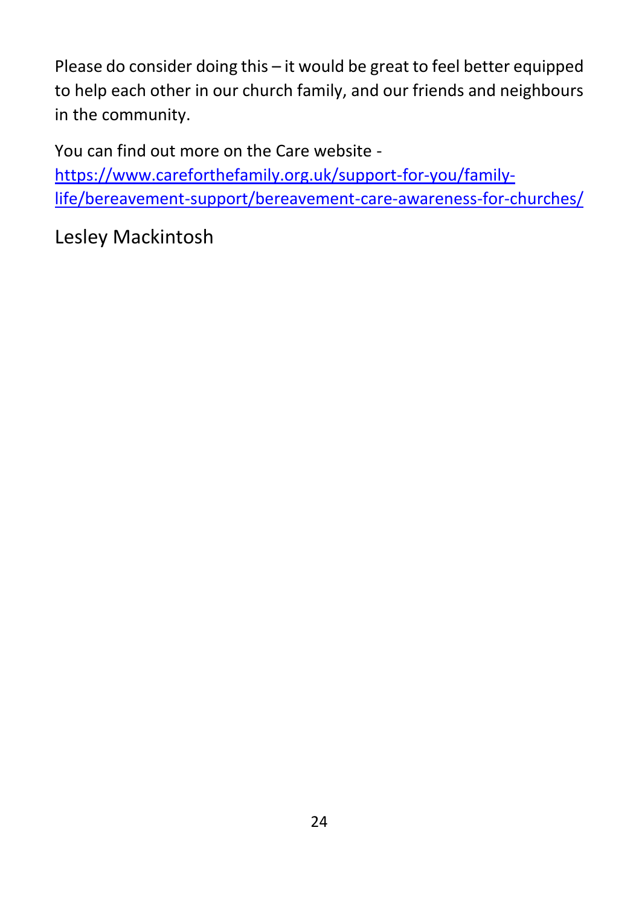Please do consider doing this – it would be great to feel better equipped to help each other in our church family, and our friends and neighbours in the community.

You can find out more on the Care website - [https://www.careforthefamily.org.uk/support-for-you/family-life/bereavement-support/bereavement-care-awareness-for-churches/](https://www.careforthefamily.org.uk/support-for-you/family-life/bereavement-support/bereavement-care-awareness-for-churches/)

Lesley Mackintosh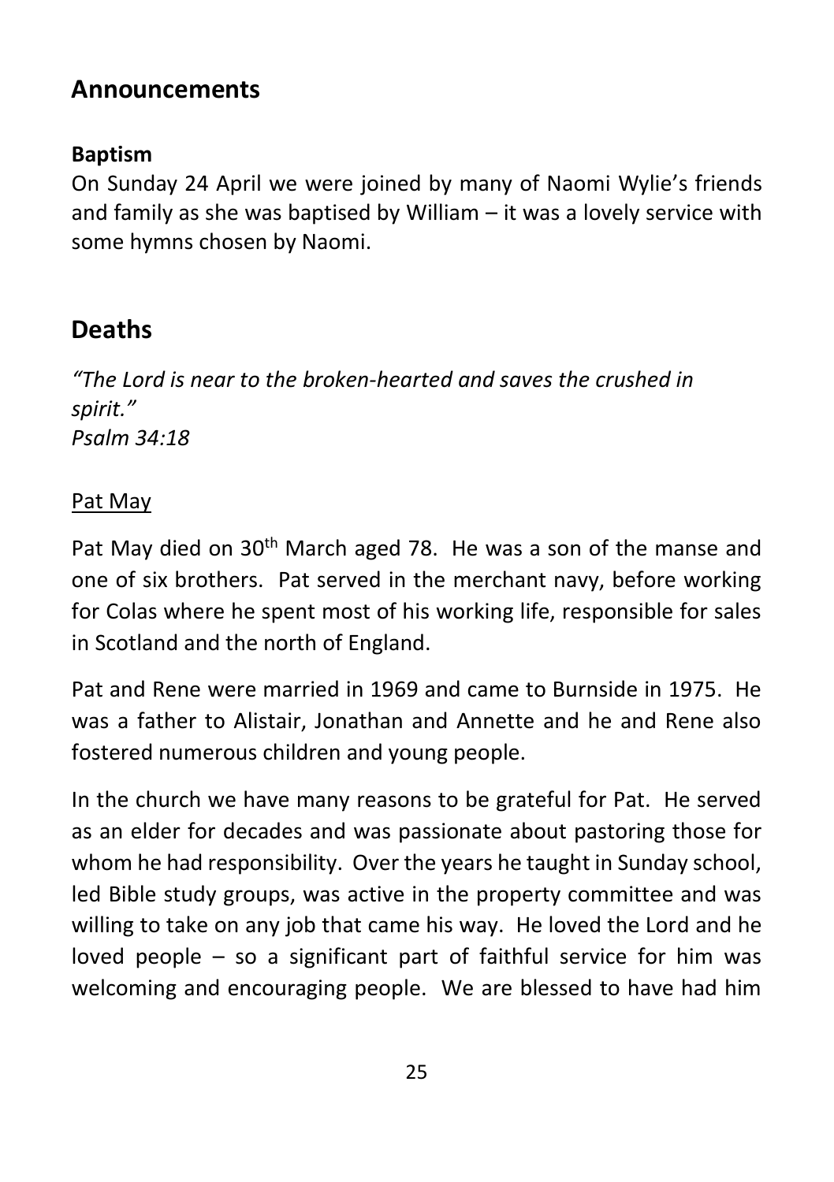## Announcements

### Baptism

On Sunday 24 April we were joined by many of Naomi Wylie's friends and family as she was baptised by William – it was a lovely service with some hymns chosen by Naomi.

## Deaths

*"The Lord is near to the broken-hearted and saves the crushed in spirit."*
*Psalm 34:18*

<u>Pat May</u>

Pat May died on 30th March aged 78. He was a son of the manse and one of six brothers. Pat served in the merchant navy, before working for Colas where he spent most of his working life, responsible for sales in Scotland and the north of England.

Pat and Rene were married in 1969 and came to Burnside in 1975. He was a father to Alistair, Jonathan and Annette and he and Rene also fostered numerous children and young people.

In the church we have many reasons to be grateful for Pat. He served as an elder for decades and was passionate about pastoring those for whom he had responsibility. Over the years he taught in Sunday school, led Bible study groups, was active in the property committee and was willing to take on any job that came his way. He loved the Lord and he loved people – so a significant part of faithful service for him was welcoming and encouraging people. We are blessed to have had him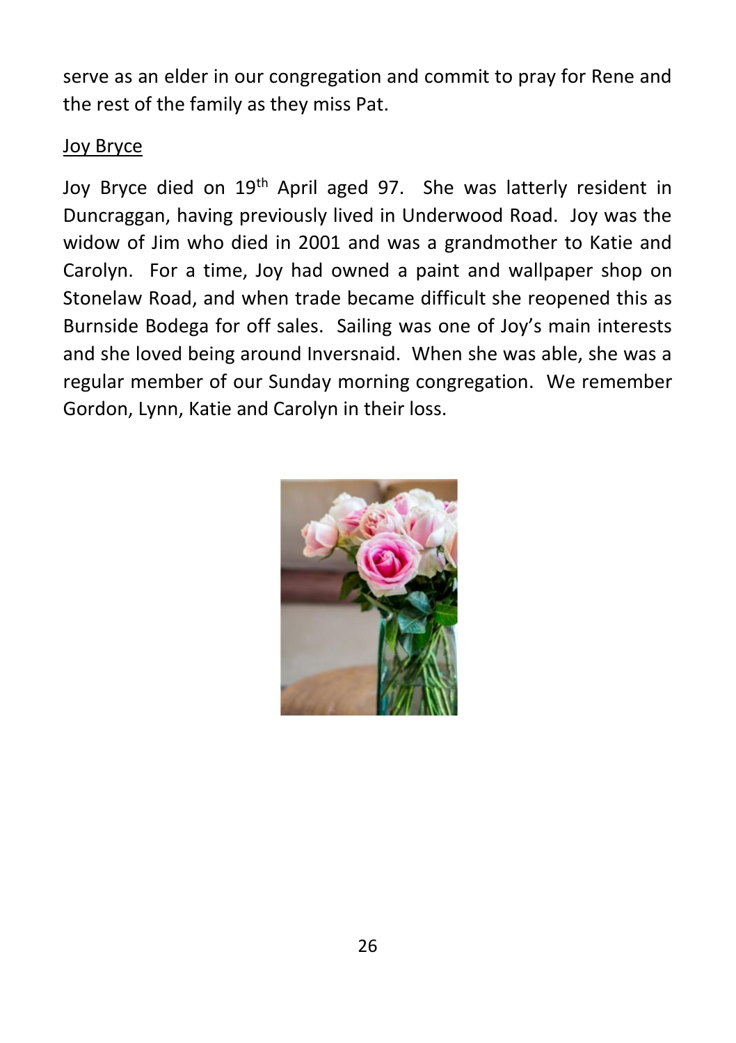serve as an elder in our congregation and commit to pray for Rene and the rest of the family as they miss Pat.

Joy Bryce

Joy Bryce died on 19th April aged 97. She was latterly resident in Duncraggan, having previously lived in Underwood Road. Joy was the widow of Jim who died in 2001 and was a grandmother to Katie and Carolyn. For a time, Joy had owned a paint and wallpaper shop on Stonelaw Road, and when trade became difficult she reopened this as Burnside Bodega for off sales. Sailing was one of Joy's main interests and she loved being around Inversnaid. When she was able, she was a regular member of our Sunday morning congregation. We remember Gordon, Lynn, Katie and Carolyn in their loss.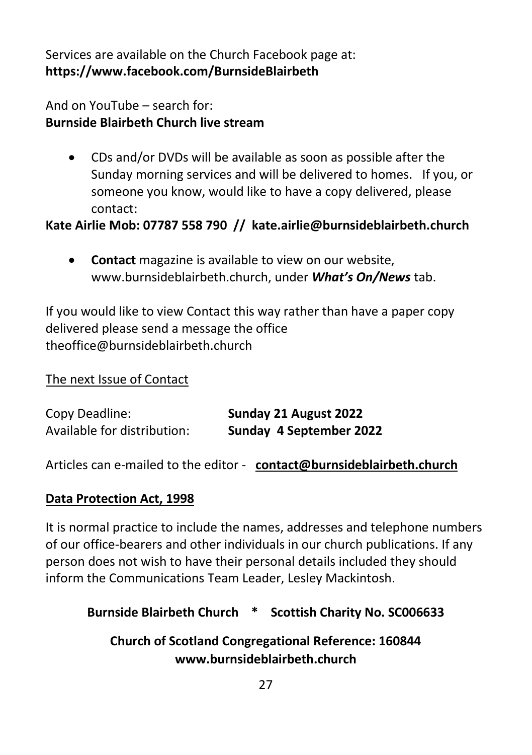Services are available on the Church Facebook page at:
**https://www.facebook.com/BurnsideBlairbeth**

And on YouTube – search for:
**Burnside Blairbeth Church live stream**

- CDs and/or DVDs will be available as soon as possible after the Sunday morning services and will be delivered to homes. If you, or someone you know, would like to have a copy delivered, please contact:

**Kate Airlie Mob: 07787 558 790 // kate.airlie@burnsideblairbeth.church**

- **Contact** magazine is available to view on our website, www.burnsideblairbeth.church, under ***What's On/News*** tab.

If you would like to view Contact this way rather than have a paper copy delivered please send a message the office theoffice@burnsideblairbeth.church

<u>The next Issue of Contact</u>

| | |
|---|---|
| Copy Deadline: | **Sunday 21 August 2022** |
| Available for distribution: | **Sunday 4 September 2022** |

Articles can e-mailed to the editor - **<u>contact@burnsideblairbeth.church</u>**

**<u>Data Protection Act, 1998</u>**

It is normal practice to include the names, addresses and telephone numbers of our office-bearers and other individuals in our church publications. If any person does not wish to have their personal details included they should inform the Communications Team Leader, Lesley Mackintosh.

**Burnside Blairbeth Church * Scottish Charity No. SC006633**

**Church of Scotland Congregational Reference: 160844**
**www.burnsideblairbeth.church**